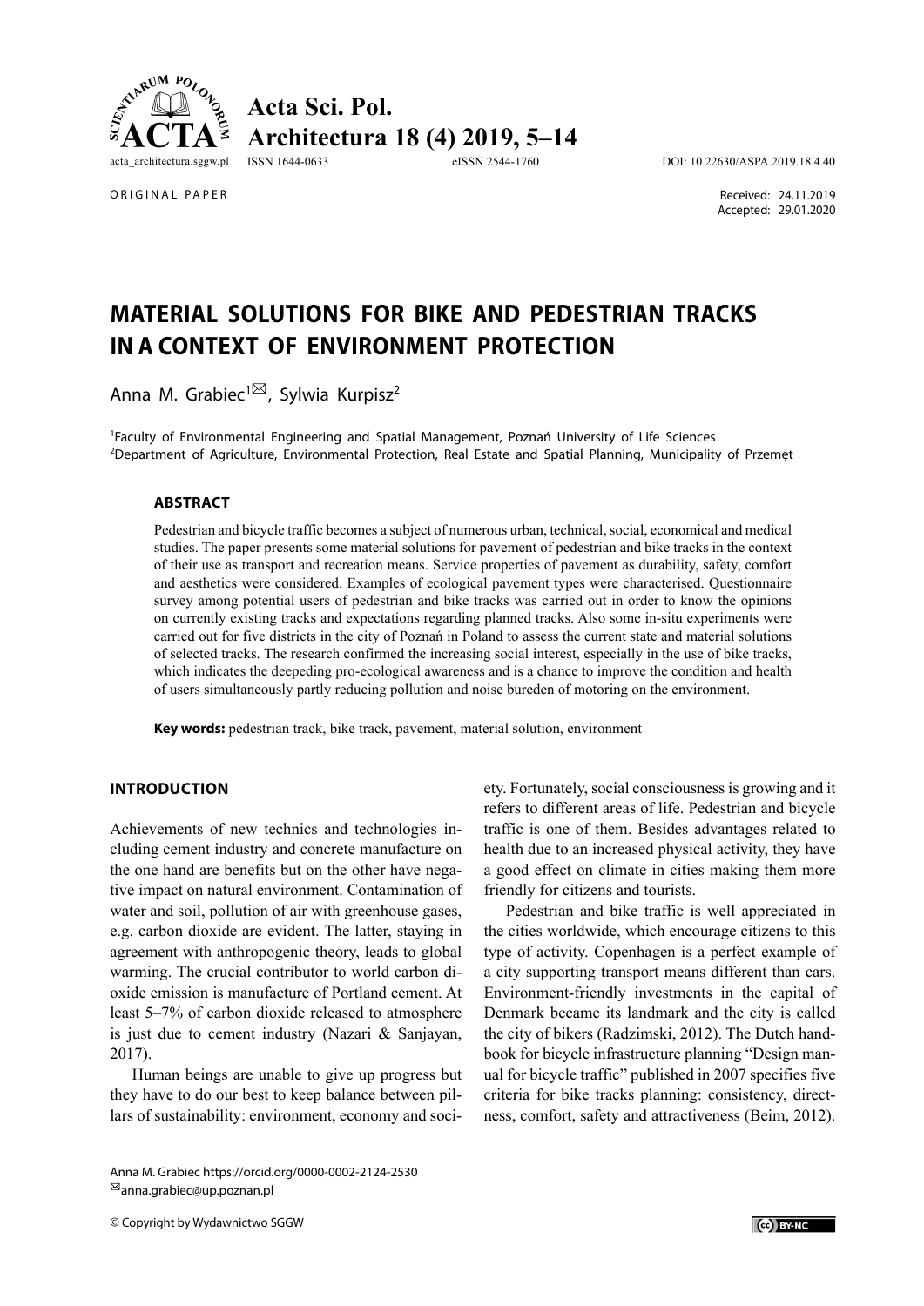ORIGINAL PAPER

Received: 24.11.2019
Accepted: 29.01.2020

# MATERIAL SOLUTIONS FOR BIKE AND PEDESTRIAN TRACKS IN A CONTEXT OF ENVIRONMENT PROTECTION

Anna M. Grabiec[1], Sylwia Kurpisz[2]

[1]Faculty of Environmental Engineering and Spatial Management, Poznań University of Life Sciences
[2]Department of Agriculture, Environmental Protection, Real Estate and Spatial Planning, Municipality of Przemęt

### ABSTRACT

Pedestrian and bicycle traffic becomes a subject of numerous urban, technical, social, economical and medical studies. The paper presents some material solutions for pavement of pedestrian and bike tracks in the context of their use as transport and recreation means. Service properties of pavement as durability, safety, comfort and aesthetics were considered. Examples of ecological pavement types were characterised. Questionnaire survey among potential users of pedestrian and bike tracks was carried out in order to know the opinions on currently existing tracks and expectations regarding planned tracks. Also some in-situ experiments were carried out for five districts in the city of Poznań in Poland to assess the current state and material solutions of selected tracks. The research confirmed the increasing social interest, especially in the use of bike tracks, which indicates the deepeding pro-ecological awareness and is a chance to improve the condition and health of users simultaneously partly reducing pollution and noise bureden of motoring on the environment.

**Key words:** pedestrian track, bike track, pavement, material solution, environment

## INTRODUCTION

Achievements of new technics and technologies including cement industry and concrete manufacture on the one hand are benefits but on the other have negative impact on natural environment. Contamination of water and soil, pollution of air with greenhouse gases, e.g. carbon dioxide are evident. The latter, staying in agreement with anthropogenic theory, leads to global warming. The crucial contributor to world carbon dioxide emission is manufacture of Portland cement. At least 5–7% of carbon dioxide released to atmosphere is just due to cement industry (Nazari & Sanjayan, 2017).

Human beings are unable to give up progress but they have to do our best to keep balance between pillars of sustainability: environment, economy and society. Fortunately, social consciousness is growing and it refers to different areas of life. Pedestrian and bicycle traffic is one of them. Besides advantages related to health due to an increased physical activity, they have a good effect on climate in cities making them more friendly for citizens and tourists.

Pedestrian and bike traffic is well appreciated in the cities worldwide, which encourage citizens to this type of activity. Copenhagen is a perfect example of a city supporting transport means different than cars. Environment-friendly investments in the capital of Denmark became its landmark and the city is called the city of bikers (Radzimski, 2012). The Dutch handbook for bicycle infrastructure planning "Design manual for bicycle traffic" published in 2007 specifies five criteria for bike tracks planning: consistency, directness, comfort, safety and attractiveness (Beim, 2012).

Anna M. Grabiec https://orcid.org/0000-0002-2124-2530
✉anna.grabiec@up.poznan.pl

© Copyright by Wydawnictwo SGGW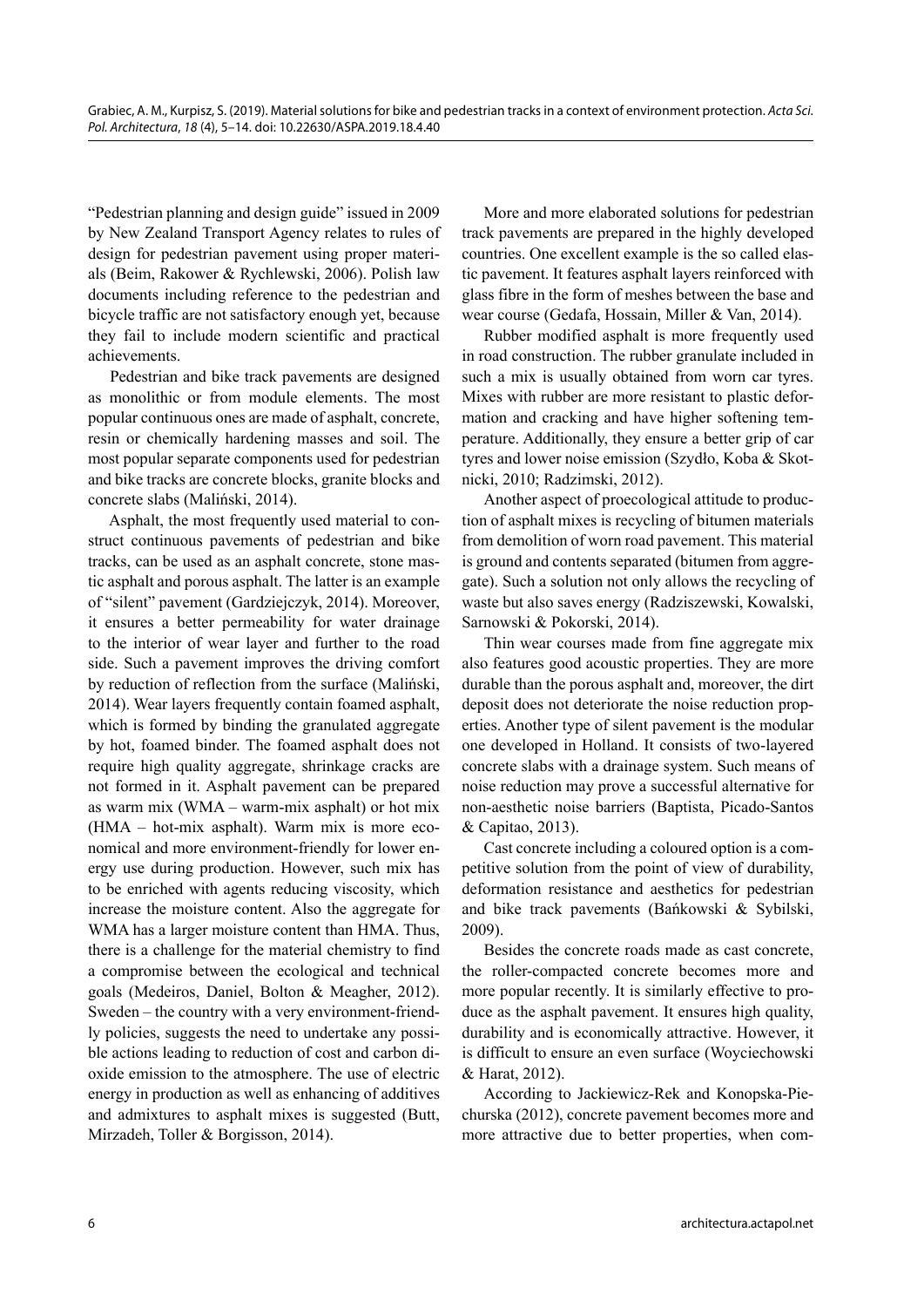"Pedestrian planning and design guide" issued in 2009 by New Zealand Transport Agency relates to rules of design for pedestrian pavement using proper materials (Beim, Rakower & Rychlewski, 2006). Polish law documents including reference to the pedestrian and bicycle traffic are not satisfactory enough yet, because they fail to include modern scientific and practical achievements.

Pedestrian and bike track pavements are designed as monolithic or from module elements. The most popular continuous ones are made of asphalt, concrete, resin or chemically hardening masses and soil. The most popular separate components used for pedestrian and bike tracks are concrete blocks, granite blocks and concrete slabs (Maliński, 2014).

Asphalt, the most frequently used material to construct continuous pavements of pedestrian and bike tracks, can be used as an asphalt concrete, stone mastic asphalt and porous asphalt. The latter is an example of "silent" pavement (Gardziejczyk, 2014). Moreover, it ensures a better permeability for water drainage to the interior of wear layer and further to the road side. Such a pavement improves the driving comfort by reduction of reflection from the surface (Maliński, 2014). Wear layers frequently contain foamed asphalt, which is formed by binding the granulated aggregate by hot, foamed binder. The foamed asphalt does not require high quality aggregate, shrinkage cracks are not formed in it. Asphalt pavement can be prepared as warm mix (WMA – warm-mix asphalt) or hot mix (HMA – hot-mix asphalt). Warm mix is more economical and more environment-friendly for lower energy use during production. However, such mix has to be enriched with agents reducing viscosity, which increase the moisture content. Also the aggregate for WMA has a larger moisture content than HMA. Thus, there is a challenge for the material chemistry to find a compromise between the ecological and technical goals (Medeiros, Daniel, Bolton & Meagher, 2012). Sweden – the country with a very environment-friendly policies, suggests the need to undertake any possible actions leading to reduction of cost and carbon dioxide emission to the atmosphere. The use of electric energy in production as well as enhancing of additives and admixtures to asphalt mixes is suggested (Butt, Mirzadeh, Toller & Borgisson, 2014).

More and more elaborated solutions for pedestrian track pavements are prepared in the highly developed countries. One excellent example is the so called elastic pavement. It features asphalt layers reinforced with glass fibre in the form of meshes between the base and wear course (Gedafa, Hossain, Miller & Van, 2014).

Rubber modified asphalt is more frequently used in road construction. The rubber granulate included in such a mix is usually obtained from worn car tyres. Mixes with rubber are more resistant to plastic deformation and cracking and have higher softening temperature. Additionally, they ensure a better grip of car tyres and lower noise emission (Szydło, Koba & Skotnicki, 2010; Radzimski, 2012).

Another aspect of proecological attitude to production of asphalt mixes is recycling of bitumen materials from demolition of worn road pavement. This material is ground and contents separated (bitumen from aggregate). Such a solution not only allows the recycling of waste but also saves energy (Radziszewski, Kowalski, Sarnowski & Pokorski, 2014).

Thin wear courses made from fine aggregate mix also features good acoustic properties. They are more durable than the porous asphalt and, moreover, the dirt deposit does not deteriorate the noise reduction properties. Another type of silent pavement is the modular one developed in Holland. It consists of two-layered concrete slabs with a drainage system. Such means of noise reduction may prove a successful alternative for non-aesthetic noise barriers (Baptista, Picado-Santos & Capitao, 2013).

Cast concrete including a coloured option is a competitive solution from the point of view of durability, deformation resistance and aesthetics for pedestrian and bike track pavements (Bańkowski & Sybilski, 2009).

Besides the concrete roads made as cast concrete, the roller-compacted concrete becomes more and more popular recently. It is similarly effective to produce as the asphalt pavement. It ensures high quality, durability and is economically attractive. However, it is difficult to ensure an even surface (Woyciechowski & Harat, 2012).

According to Jackiewicz-Rek and Konopska-Piechurska (2012), concrete pavement becomes more and more attractive due to better properties, when com-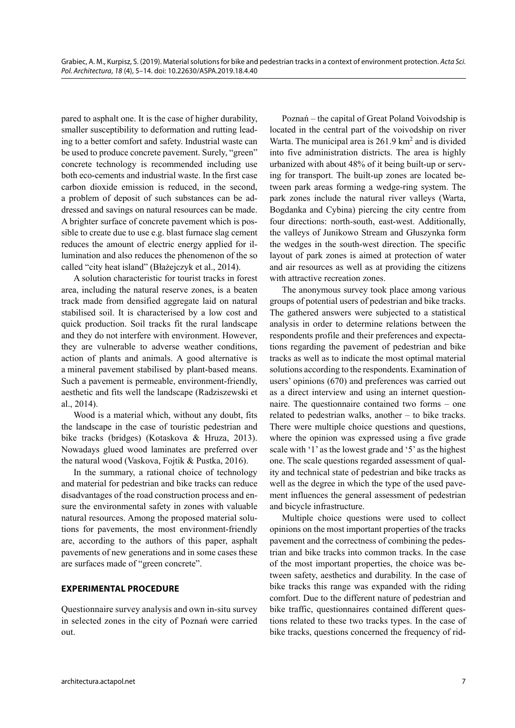pared to asphalt one. It is the case of higher durability, smaller susceptibility to deformation and rutting leading to a better comfort and safety. Industrial waste can be used to produce concrete pavement. Surely, "green" concrete technology is recommended including use both eco-cements and industrial waste. In the first case carbon dioxide emission is reduced, in the second, a problem of deposit of such substances can be addressed and savings on natural resources can be made. A brighter surface of concrete pavement which is possible to create due to use e.g. blast furnace slag cement reduces the amount of electric energy applied for illumination and also reduces the phenomenon of the so called "city heat island" (Błażejczyk et al., 2014).

A solution characteristic for tourist tracks in forest area, including the natural reserve zones, is a beaten track made from densified aggregate laid on natural stabilised soil. It is characterised by a low cost and quick production. Soil tracks fit the rural landscape and they do not interfere with environment. However, they are vulnerable to adverse weather conditions, action of plants and animals. A good alternative is a mineral pavement stabilised by plant-based means. Such a pavement is permeable, environment-friendly, aesthetic and fits well the landscape (Radziszewski et al., 2014).

Wood is a material which, without any doubt, fits the landscape in the case of touristic pedestrian and bike tracks (bridges) (Kotaskova & Hruza, 2013). Nowadays glued wood laminates are preferred over the natural wood (Vaskova, Fojtik & Pustka, 2016).

In the summary, a rational choice of technology and material for pedestrian and bike tracks can reduce disadvantages of the road construction process and ensure the environmental safety in zones with valuable natural resources. Among the proposed material solutions for pavements, the most environment-friendly are, according to the authors of this paper, asphalt pavements of new generations and in some cases these are surfaces made of "green concrete".

## EXPERIMENTAL PROCEDURE

Questionnaire survey analysis and own in-situ survey in selected zones in the city of Poznań were carried out.

Poznań – the capital of Great Poland Voivodship is located in the central part of the voivodship on river Warta. The municipal area is 261.9 km$^2$ and is divided into five administration districts. The area is highly urbanized with about 48% of it being built-up or serving for transport. The built-up zones are located between park areas forming a wedge-ring system. The park zones include the natural river valleys (Warta, Bogdanka and Cybina) piercing the city centre from four directions: north-south, east-west. Additionally, the valleys of Junikowo Stream and Głuszynka form the wedges in the south-west direction. The specific layout of park zones is aimed at protection of water and air resources as well as at providing the citizens with attractive recreation zones.

The anonymous survey took place among various groups of potential users of pedestrian and bike tracks. The gathered answers were subjected to a statistical analysis in order to determine relations between the respondents profile and their preferences and expectations regarding the pavement of pedestrian and bike tracks as well as to indicate the most optimal material solutions according to the respondents. Examination of users' opinions (670) and preferences was carried out as a direct interview and using an internet questionnaire. The questionnaire contained two forms – one related to pedestrian walks, another – to bike tracks. There were multiple choice questions and questions, where the opinion was expressed using a five grade scale with '1' as the lowest grade and '5' as the highest one. The scale questions regarded assessment of quality and technical state of pedestrian and bike tracks as well as the degree in which the type of the used pavement influences the general assessment of pedestrian and bicycle infrastructure.

Multiple choice questions were used to collect opinions on the most important properties of the tracks pavement and the correctness of combining the pedestrian and bike tracks into common tracks. In the case of the most important properties, the choice was between safety, aesthetics and durability. In the case of bike tracks this range was expanded with the riding comfort. Due to the different nature of pedestrian and bike traffic, questionnaires contained different questions related to these two tracks types. In the case of bike tracks, questions concerned the frequency of rid-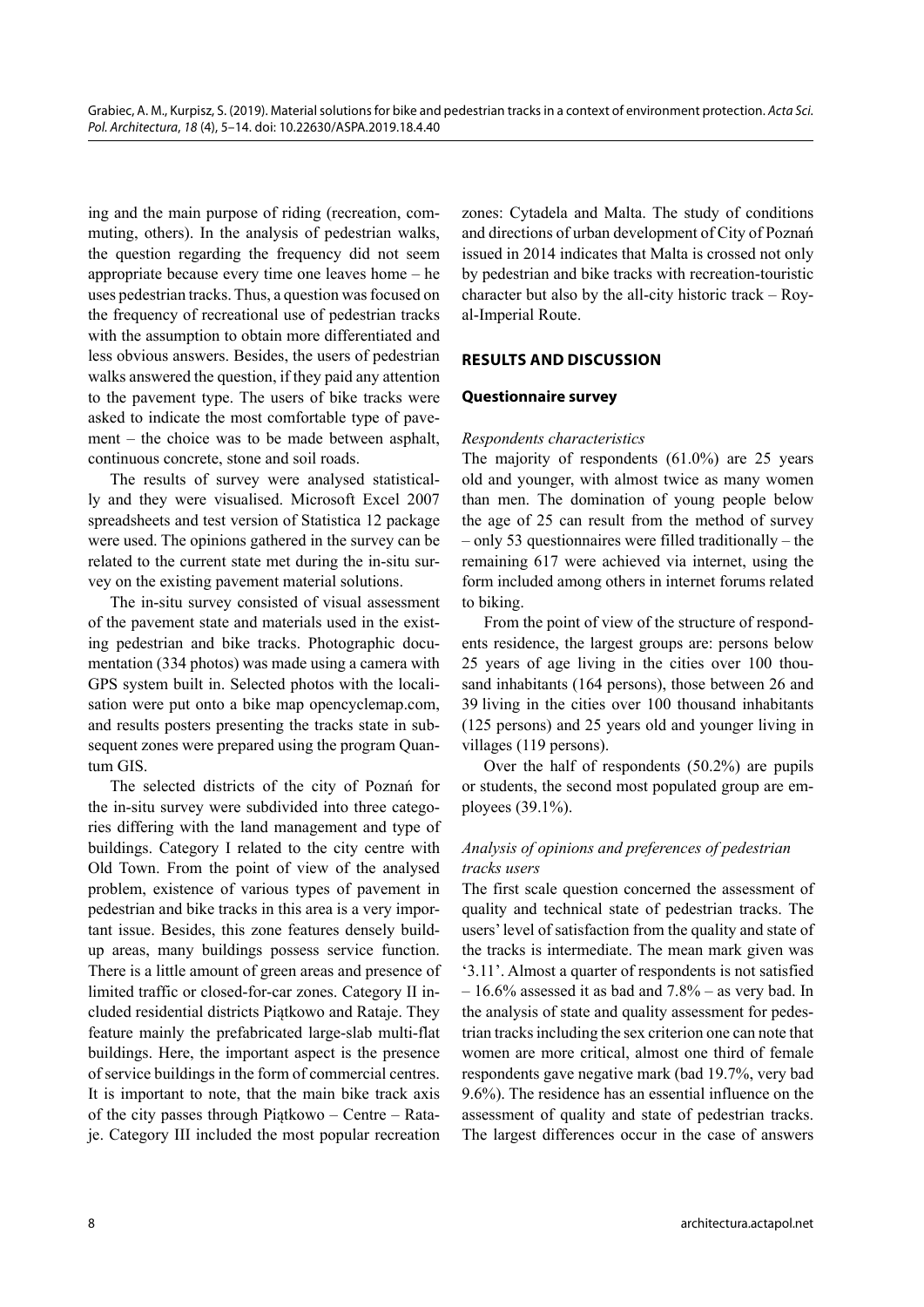ing and the main purpose of riding (recreation, commuting, others). In the analysis of pedestrian walks, the question regarding the frequency did not seem appropriate because every time one leaves home – he uses pedestrian tracks. Thus, a question was focused on the frequency of recreational use of pedestrian tracks with the assumption to obtain more differentiated and less obvious answers. Besides, the users of pedestrian walks answered the question, if they paid any attention to the pavement type. The users of bike tracks were asked to indicate the most comfortable type of pavement – the choice was to be made between asphalt, continuous concrete, stone and soil roads.

The results of survey were analysed statistically and they were visualised. Microsoft Excel 2007 spreadsheets and test version of Statistica 12 package were used. The opinions gathered in the survey can be related to the current state met during the in-situ survey on the existing pavement material solutions.

The in-situ survey consisted of visual assessment of the pavement state and materials used in the existing pedestrian and bike tracks. Photographic documentation (334 photos) was made using a camera with GPS system built in. Selected photos with the localisation were put onto a bike map opencyclemap.com, and results posters presenting the tracks state in subsequent zones were prepared using the program Quantum GIS.

The selected districts of the city of Poznań for the in-situ survey were subdivided into three categories differing with the land management and type of buildings. Category I related to the city centre with Old Town. From the point of view of the analysed problem, existence of various types of pavement in pedestrian and bike tracks in this area is a very important issue. Besides, this zone features densely build-up areas, many buildings possess service function. There is a little amount of green areas and presence of limited traffic or closed-for-car zones. Category II included residential districts Piątkowo and Rataje. They feature mainly the prefabricated large-slab multi-flat buildings. Here, the important aspect is the presence of service buildings in the form of commercial centres. It is important to note, that the main bike track axis of the city passes through Piątkowo – Centre – Rataje. Category III included the most popular recreation zones: Cytadela and Malta. The study of conditions and directions of urban development of City of Poznań issued in 2014 indicates that Malta is crossed not only by pedestrian and bike tracks with recreation-touristic character but also by the all-city historic track – Royal-Imperial Route.

## RESULTS AND DISCUSSION

### Questionnaire survey

*Respondents characteristics*

The majority of respondents (61.0%) are 25 years old and younger, with almost twice as many women than men. The domination of young people below the age of 25 can result from the method of survey – only 53 questionnaires were filled traditionally – the remaining 617 were achieved via internet, using the form included among others in internet forums related to biking.

From the point of view of the structure of respondents residence, the largest groups are: persons below 25 years of age living in the cities over 100 thousand inhabitants (164 persons), those between 26 and 39 living in the cities over 100 thousand inhabitants (125 persons) and 25 years old and younger living in villages (119 persons).

Over the half of respondents (50.2%) are pupils or students, the second most populated group are employees (39.1%).

*Analysis of opinions and preferences of pedestrian tracks users*

The first scale question concerned the assessment of quality and technical state of pedestrian tracks. The users' level of satisfaction from the quality and state of the tracks is intermediate. The mean mark given was '3.11'. Almost a quarter of respondents is not satisfied – 16.6% assessed it as bad and 7.8% – as very bad. In the analysis of state and quality assessment for pedestrian tracks including the sex criterion one can note that women are more critical, almost one third of female respondents gave negative mark (bad 19.7%, very bad 9.6%). The residence has an essential influence on the assessment of quality and state of pedestrian tracks. The largest differences occur in the case of answers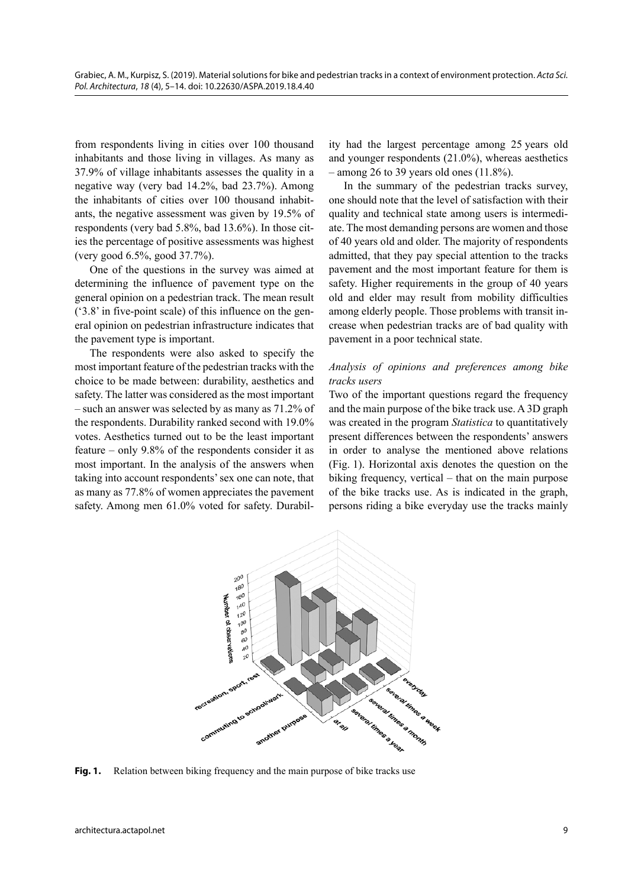from respondents living in cities over 100 thousand inhabitants and those living in villages. As many as 37.9% of village inhabitants assesses the quality in a negative way (very bad 14.2%, bad 23.7%). Among the inhabitants of cities over 100 thousand inhabitants, the negative assessment was given by 19.5% of respondents (very bad 5.8%, bad 13.6%). In those cities the percentage of positive assessments was highest (very good 6.5%, good 37.7%).

One of the questions in the survey was aimed at determining the influence of pavement type on the general opinion on a pedestrian track. The mean result ('3.8' in five-point scale) of this influence on the general opinion on pedestrian infrastructure indicates that the pavement type is important.

The respondents were also asked to specify the most important feature of the pedestrian tracks with the choice to be made between: durability, aesthetics and safety. The latter was considered as the most important – such an answer was selected by as many as 71.2% of the respondents. Durability ranked second with 19.0% votes. Aesthetics turned out to be the least important feature – only 9.8% of the respondents consider it as most important. In the analysis of the answers when taking into account respondents' sex one can note, that as many as 77.8% of women appreciates the pavement safety. Among men 61.0% voted for safety. Durability had the largest percentage among 25 years old and younger respondents (21.0%), whereas aesthetics – among 26 to 39 years old ones (11.8%).

In the summary of the pedestrian tracks survey, one should note that the level of satisfaction with their quality and technical state among users is intermediate. The most demanding persons are women and those of 40 years old and older. The majority of respondents admitted, that they pay special attention to the tracks pavement and the most important feature for them is safety. Higher requirements in the group of 40 years old and elder may result from mobility difficulties among elderly people. Those problems with transit increase when pedestrian tracks are of bad quality with pavement in a poor technical state.

### *Analysis of opinions and preferences among bike tracks users*

Two of the important questions regard the frequency and the main purpose of the bike track use. A 3D graph was created in the program *Statistica* to quantitatively present differences between the respondents' answers in order to analyse the mentioned above relations (Fig. 1). Horizontal axis denotes the question on the biking frequency, vertical – that on the main purpose of the bike tracks use. As is indicated in the graph, persons riding a bike everyday use the tracks mainly

**Fig. 1.** Relation between biking frequency and the main purpose of bike tracks use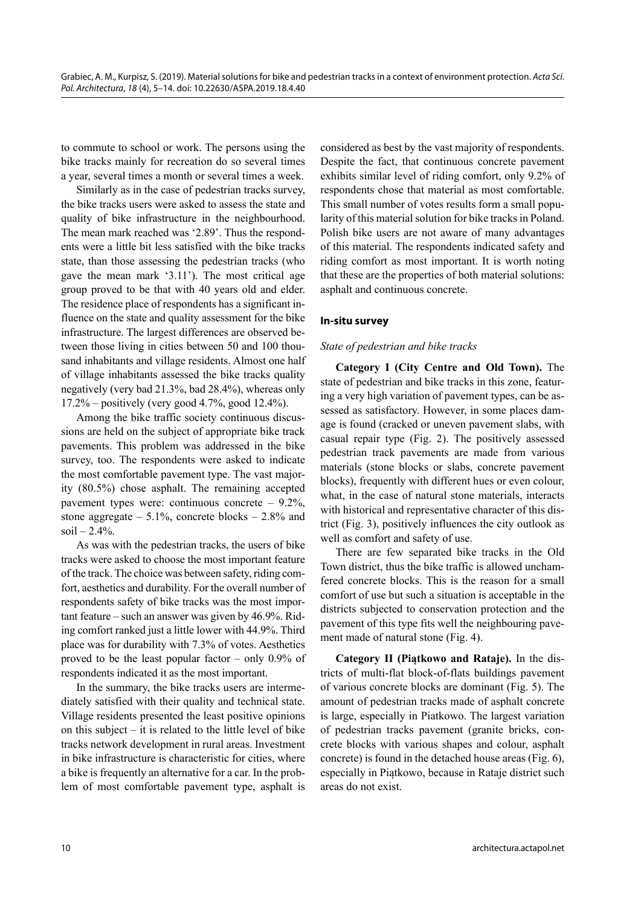to commute to school or work. The persons using the bike tracks mainly for recreation do so several times a year, several times a month or several times a week.

Similarly as in the case of pedestrian tracks survey, the bike tracks users were asked to assess the state and quality of bike infrastructure in the neighbourhood. The mean mark reached was '2.89'. Thus the respondents were a little bit less satisfied with the bike tracks state, than those assessing the pedestrian tracks (who gave the mean mark '3.11'). The most critical age group proved to be that with 40 years old and elder. The residence place of respondents has a significant influence on the state and quality assessment for the bike infrastructure. The largest differences are observed between those living in cities between 50 and 100 thousand inhabitants and village residents. Almost one half of village inhabitants assessed the bike tracks quality negatively (very bad 21.3%, bad 28.4%), whereas only 17.2% – positively (very good 4.7%, good 12.4%).

Among the bike traffic society continuous discussions are held on the subject of appropriate bike track pavements. This problem was addressed in the bike survey, too. The respondents were asked to indicate the most comfortable pavement type. The vast majority (80.5%) chose asphalt. The remaining accepted pavement types were: continuous concrete – 9.2%, stone aggregate – 5.1%, concrete blocks – 2.8% and soil – 2.4%.

As was with the pedestrian tracks, the users of bike tracks were asked to choose the most important feature of the track. The choice was between safety, riding comfort, aesthetics and durability. For the overall number of respondents safety of bike tracks was the most important feature – such an answer was given by 46.9%. Riding comfort ranked just a little lower with 44.9%. Third place was for durability with 7.3% of votes. Aesthetics proved to be the least popular factor – only 0.9% of respondents indicated it as the most important.

In the summary, the bike tracks users are intermediately satisfied with their quality and technical state. Village residents presented the least positive opinions on this subject – it is related to the little level of bike tracks network development in rural areas. Investment in bike infrastructure is characteristic for cities, where a bike is frequently an alternative for a car. In the problem of most comfortable pavement type, asphalt is considered as best by the vast majority of respondents. Despite the fact, that continuous concrete pavement exhibits similar level of riding comfort, only 9.2% of respondents chose that material as most comfortable. This small number of votes results form a small popularity of this material solution for bike tracks in Poland. Polish bike users are not aware of many advantages of this material. The respondents indicated safety and riding comfort as most important. It is worth noting that these are the properties of both material solutions: asphalt and continuous concrete.

### In-situ survey

*State of pedestrian and bike tracks*

**Category I (City Centre and Old Town).** The state of pedestrian and bike tracks in this zone, featuring a very high variation of pavement types, can be assessed as satisfactory. However, in some places damage is found (cracked or uneven pavement slabs, with casual repair type (Fig. 2). The positively assessed pedestrian track pavements are made from various materials (stone blocks or slabs, concrete pavement blocks), frequently with different hues or even colour, what, in the case of natural stone materials, interacts with historical and representative character of this district (Fig. 3), positively influences the city outlook as well as comfort and safety of use.

There are few separated bike tracks in the Old Town district, thus the bike traffic is allowed unchamfered concrete blocks. This is the reason for a small comfort of use but such a situation is acceptable in the districts subjected to conservation protection and the pavement of this type fits well the neighbouring pavement made of natural stone (Fig. 4).

**Category II (Piątkowo and Rataje).** In the districts of multi-flat block-of-flats buildings pavement of various concrete blocks are dominant (Fig. 5). The amount of pedestrian tracks made of asphalt concrete is large, especially in Piatkowo. The largest variation of pedestrian tracks pavement (granite bricks, concrete blocks with various shapes and colour, asphalt concrete) is found in the detached house areas (Fig. 6), especially in Piątkowo, because in Rataje district such areas do not exist.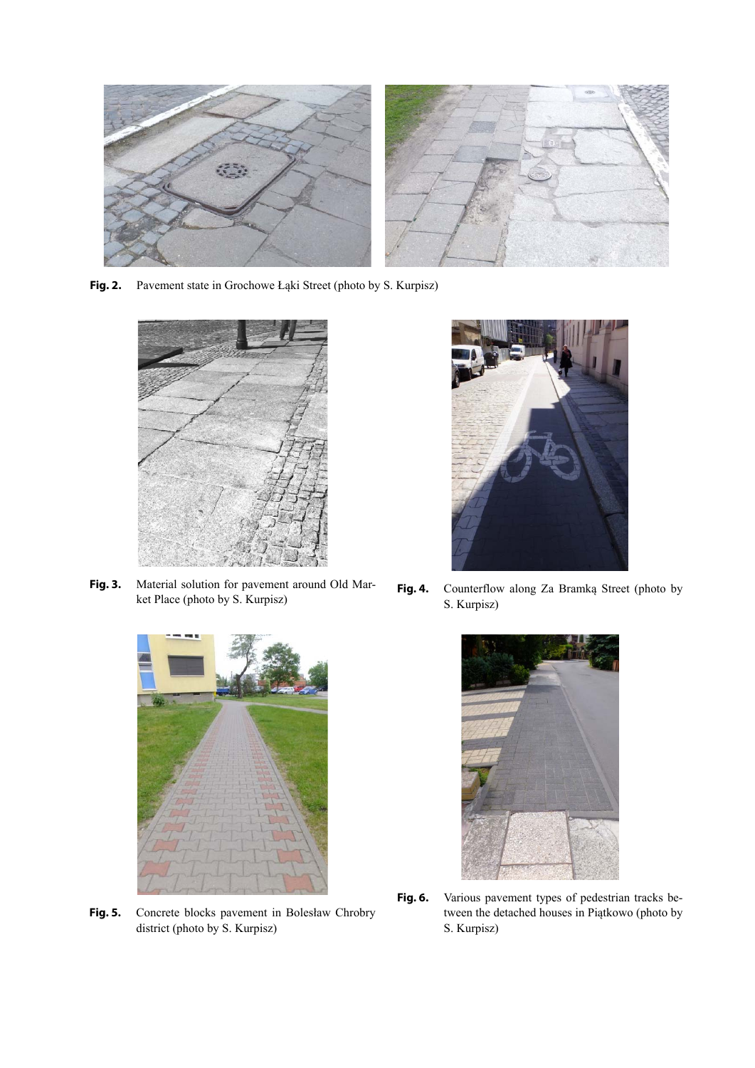**Fig. 2.** Pavement state in Grochowe Łąki Street (photo by S. Kurpisz)

**Fig. 3.** Material solution for pavement around Old Market Place (photo by S. Kurpisz)

**Fig. 4.** Counterflow along Za Bramką Street (photo by S. Kurpisz)

**Fig. 5.** Concrete blocks pavement in Bolesław Chrobry district (photo by S. Kurpisz)

**Fig. 6.** Various pavement types of pedestrian tracks between the detached houses in Piątkowo (photo by S. Kurpisz)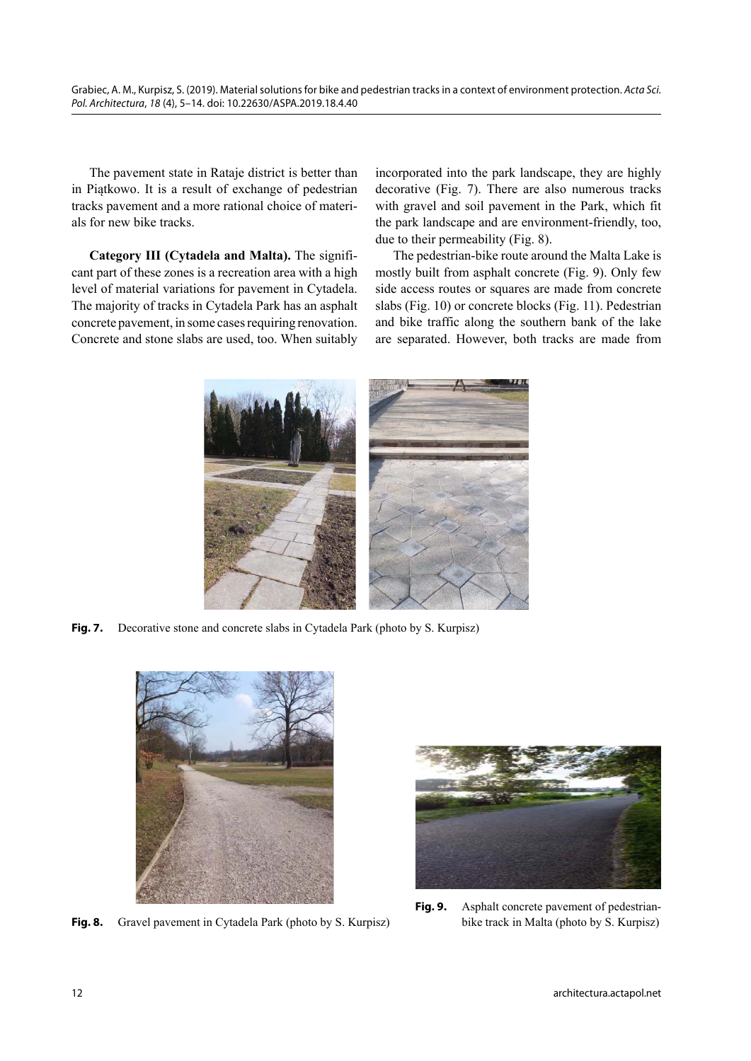The pavement state in Rataje district is better than in Piątkowo. It is a result of exchange of pedestrian tracks pavement and a more rational choice of materials for new bike tracks.

**Category III (Cytadela and Malta).** The significant part of these zones is a recreation area with a high level of material variations for pavement in Cytadela. The majority of tracks in Cytadela Park has an asphalt concrete pavement, in some cases requiring renovation. Concrete and stone slabs are used, too. When suitably incorporated into the park landscape, they are highly decorative (Fig. 7). There are also numerous tracks with gravel and soil pavement in the Park, which fit the park landscape and are environment-friendly, too, due to their permeability (Fig. 8).

The pedestrian-bike route around the Malta Lake is mostly built from asphalt concrete (Fig. 9). Only few side access routes or squares are made from concrete slabs (Fig. 10) or concrete blocks (Fig. 11). Pedestrian and bike traffic along the southern bank of the lake are separated. However, both tracks are made from

**Fig. 7.** Decorative stone and concrete slabs in Cytadela Park (photo by S. Kurpisz)

**Fig. 8.** Gravel pavement in Cytadela Park (photo by S. Kurpisz)

**Fig. 9.** Asphalt concrete pavement of pedestrian-bike track in Malta (photo by S. Kurpisz)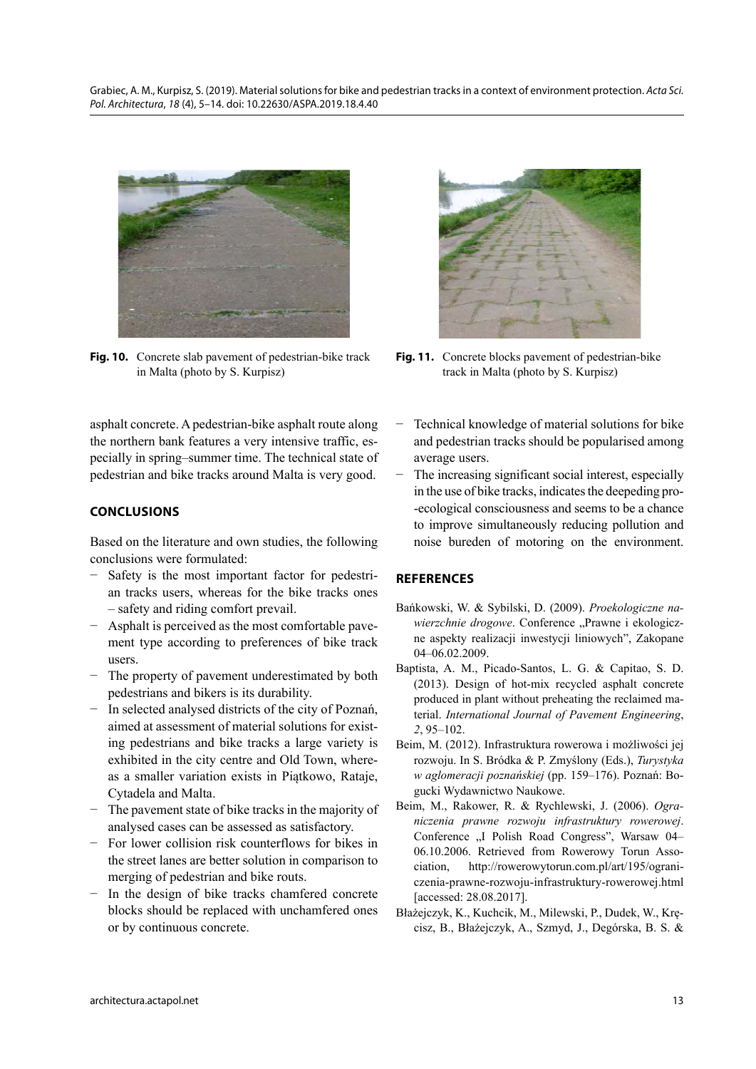Fig. 10. Concrete slab pavement of pedestrian-bike track in Malta (photo by S. Kurpisz)

Fig. 11. Concrete blocks pavement of pedestrian-bike track in Malta (photo by S. Kurpisz)

asphalt concrete. A pedestrian-bike asphalt route along the northern bank features a very intensive traffic, especially in spring–summer time. The technical state of pedestrian and bike tracks around Malta is very good.

## CONCLUSIONS

Based on the literature and own studies, the following conclusions were formulated:

- Safety is the most important factor for pedestrian tracks users, whereas for the bike tracks ones – safety and riding comfort prevail.
- Asphalt is perceived as the most comfortable pavement type according to preferences of bike track users.
- The property of pavement underestimated by both pedestrians and bikers is its durability.
- In selected analysed districts of the city of Poznań, aimed at assessment of material solutions for existing pedestrians and bike tracks a large variety is exhibited in the city centre and Old Town, whereas a smaller variation exists in Piątkowo, Rataje, Cytadela and Malta.
- The pavement state of bike tracks in the majority of analysed cases can be assessed as satisfactory.
- For lower collision risk counterflows for bikes in the street lanes are better solution in comparison to merging of pedestrian and bike routs.
- In the design of bike tracks chamfered concrete blocks should be replaced with unchamfered ones or by continuous concrete.
- Technical knowledge of material solutions for bike and pedestrian tracks should be popularised among average users.
- The increasing significant social interest, especially in the use of bike tracks, indicates the deepeding pro-ecological consciousness and seems to be a chance to improve simultaneously reducing pollution and noise bureden of motoring on the environment.

## REFERENCES

Bańkowski, W. & Sybilski, D. (2009). *Proekologiczne nawierzchnie drogowe*. Conference „Prawne i ekologiczne aspekty realizacji inwestycji liniowych", Zakopane 04–06.02.2009.

Baptista, A. M., Picado-Santos, L. G. & Capitao, S. D. (2013). Design of hot-mix recycled asphalt concrete produced in plant without preheating the reclaimed material. *International Journal of Pavement Engineering*, *2*, 95–102.

Beim, M. (2012). Infrastruktura rowerowa i możliwości jej rozwoju. In S. Bródka & P. Zmyślony (Eds.), *Turystyka w aglomeracji poznańskiej* (pp. 159–176). Poznań: Bogucki Wydawnictwo Naukowe.

Beim, M., Rakower, R. & Rychlewski, J. (2006). *Ograniczenia prawne rozwoju infrastruktury rowerowej*. Conference „I Polish Road Congress", Warsaw 04–06.10.2006. Retrieved from Rowerowy Torun Association, http://rowerowytorun.com.pl/art/195/ograniczenia-prawne-rozwoju-infrastruktury-rowerowej.html [accessed: 28.08.2017].

Błażejczyk, K., Kuchcik, M., Milewski, P., Dudek, W., Kręcisz, B., Błażejczyk, A., Szmyd, J., Degórska, B. S. &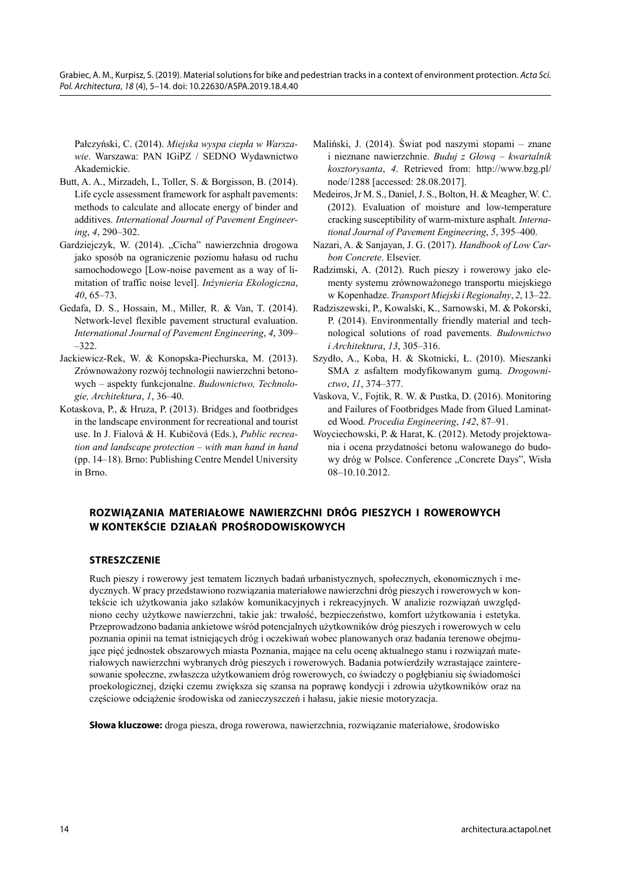Pałczyński, C. (2014). *Miejska wyspa ciepła w Warszawie*. Warszawa: PAN IGiPZ / SEDNO Wydawnictwo Akademickie.

Butt, A. A., Mirzadeh, I., Toller, S. & Borgisson, B. (2014). Life cycle assessment framework for asphalt pavements: methods to calculate and allocate energy of binder and additives. *International Journal of Pavement Engineering*, *4*, 290–302.

Gardziejczyk, W. (2014). „Cicha" nawierzchnia drogowa jako sposób na ograniczenie poziomu hałasu od ruchu samochodowego [Low-noise pavement as a way of limitation of traffic noise level]. *Inżynieria Ekologiczna*, *40*, 65–73.

Gedafa, D. S., Hossain, M., Miller, R. & Van, T. (2014). Network-level flexible pavement structural evaluation. *International Journal of Pavement Engineering*, *4*, 309––322.

Jackiewicz-Rek, W. & Konopska-Piechurska, M. (2013). Zrównoważony rozwój technologii nawierzchni betonowych – aspekty funkcjonalne. *Budownictwo, Technologie, Architektura*, *1*, 36–40.

Kotaskova, P., & Hruza, P. (2013). Bridges and footbridges in the landscape environment for recreational and tourist use. In J. Fialová & H. Kubičová (Eds.), *Public recreation and landscape protection – with man hand in hand* (pp. 14–18). Brno: Publishing Centre Mendel University in Brno.

Maliński, J. (2014). Świat pod naszymi stopami – znane i nieznane nawierzchnie. *Buduj z Głową – kwartalnik kosztorysanta*, *4*. Retrieved from: http://www.bzg.pl/node/1288 [accessed: 28.08.2017].

Medeiros, Jr M. S., Daniel, J. S., Bolton, H. & Meagher, W. C. (2012). Evaluation of moisture and low-temperature cracking susceptibility of warm-mixture asphalt. *International Journal of Pavement Engineering*, *5*, 395–400.

Nazari, A. & Sanjayan, J. G. (2017). *Handbook of Low Carbon Concrete*. Elsevier.

Radzimski, A. (2012). Ruch pieszy i rowerowy jako elementy systemu zrównoważonego transportu miejskiego w Kopenhadze. *Transport Miejski i Regionalny*, *2*, 13–22.

Radziszewski, P., Kowalski, K., Sarnowski, M. & Pokorski, P. (2014). Environmentally friendly material and technological solutions of road pavements. *Budownictwo i Architektura*, *13*, 305–316.

Szydło, A., Koba, H. & Skotnicki, Ł. (2010). Mieszanki SMA z asfaltem modyfikowanym gumą. *Drogownictwo*, *11*, 374–377.

Vaskova, V., Fojtik, R. W. & Pustka, D. (2016). Monitoring and Failures of Footbridges Made from Glued Laminated Wood. *Procedia Engineering*, *142*, 87–91.

Woyciechowski, P. & Harat, K. (2012). Metody projektowania i ocena przydatności betonu wałowanego do budowy dróg w Polsce. Conference „Concrete Days", Wisła 08–10.10.2012.

## ROZWIĄZANIA MATERIAŁOWE NAWIERZCHNI DRÓG PIESZYCH I ROWEROWYCH W KONTEKŚCIE DZIAŁAŃ PROŚRODOWISKOWYCH

### STRESZCZENIE

Ruch pieszy i rowerowy jest tematem licznych badań urbanistycznych, społecznych, ekonomicznych i medycznych. W pracy przedstawiono rozwiązania materiałowe nawierzchni dróg pieszych i rowerowych w kontekście ich użytkowania jako szlaków komunikacyjnych i rekreacyjnych. W analizie rozwiązań uwzględniono cechy użytkowe nawierzchni, takie jak: trwałość, bezpieczeństwo, komfort użytkowania i estetyka. Przeprowadzono badania ankietowe wśród potencjalnych użytkowników dróg pieszych i rowerowych w celu poznania opinii na temat istniejących dróg i oczekiwań wobec planowanych oraz badania terenowe obejmujące pięć jednostek obszarowych miasta Poznania, mające na celu ocenę aktualnego stanu i rozwiązań materiałowych nawierzchni wybranych dróg pieszych i rowerowych. Badania potwierdziły wzrastające zainteresowanie społeczne, zwłaszcza użytkowaniem dróg rowerowych, co świadczy o pogłębianiu się świadomości proekologicznej, dzięki czemu zwiększa się szansa na poprawę kondycji i zdrowia użytkowników oraz na częściowe odciążenie środowiska od zanieczyszczeń i hałasu, jakie niesie motoryzacja.

**Słowa kluczowe:** droga piesza, droga rowerowa, nawierzchnia, rozwiązanie materiałowe, środowisko